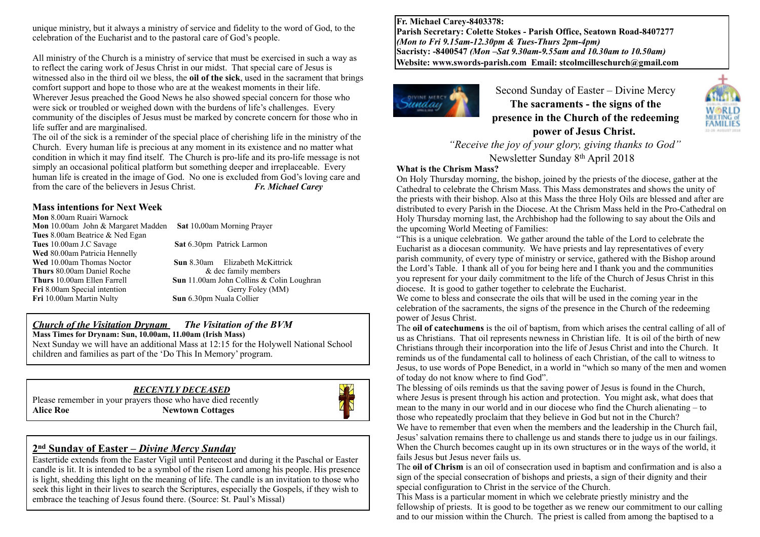unique ministry, but it always a ministry of service and fidelity to the word of God, to the celebration of the Eucharist and to the pastoral care of God's people.

All ministry of the Church is a ministry of service that must be exercised in such a way as to reflect the caring work of Jesus Christ in our midst. That special care of Jesus is witnessed also in the third oil we bless, the **oil of the sick**, used in the sacrament that brings comfort support and hope to those who are at the weakest moments in their life. Wherever Jesus preached the Good News he also showed special concern for those who were sick or troubled or weighed down with the burdens of life's challenges. Every community of the disciples of Jesus must be marked by concrete concern for those who in life suffer and are marginalised.

The oil of the sick is a reminder of the special place of cherishing life in the ministry of the Church. Every human life is precious at any moment in its existence and no matter what condition in which it may find itself. The Church is pro-life and its pro-life message is not simply an occasional political platform but something deeper and irreplaceable. Every human life is created in the image of God. No one is excluded from God's loving care and from the care of the believers in Jesus Christ. ***Fr. Michael Carey***

## Mass intentions for Next Week

**Mon** 8.00am Ruairi Warnock
**Mon** 10.00am John & Margaret Madden
**Tues** 8.00am Beatrice & Ned Egan
**Tues** 10.00am J.C Savage
**Wed** 80.00am Patricia Hennelly
**Wed** 10.00am Thomas Noctor
**Thurs** 80.00am Daniel Roche
**Thurs** 10.00am Ellen Farrell
**Fri** 8.00am Special intention
**Fri** 10.00am Martin Nulty
**Sat** 10.00am Morning Prayer
**Sat** 6.30pm Patrick Larmon
**Sun** 8.30am Elizabeth McKittrick & dec family members
**Sun** 11.00am John Collins & Colin Loughran Gerry Foley (MM)
**Sun** 6.30pm Nuala Collier

## *Church of the Visitation Drynam* *The Visitation of the BVM*

**Mass Times for Drynam: Sun, 10.00am, 11.00am (Irish Mass)**
Next Sunday we will have an additional Mass at 12:15 for the Holywell National School children and families as part of the 'Do This In Memory' program.

## *RECENTLY DECEASED*

Please remember in your prayers those who have died recently
**Alice Roe** **Newtown Cottages**

## 2nd Sunday of Easter – *Divine Mercy Sunday*

Eastertide extends from the Easter Vigil until Pentecost and during it the Paschal or Easter candle is lit. It is intended to be a symbol of the risen Lord among his people. His presence is light, shedding this light on the meaning of life. The candle is an invitation to those who seek this light in their lives to search the Scriptures, especially the Gospels, if they wish to embrace the teaching of Jesus found there. (Source: St. Paul's Missal)

**Fr. Michael Carey-8403378:**
**Parish Secretary: Colette Stokes - Parish Office, Seatown Road-8407277**
***(Mon to Fri 9.15am-12.30pm & Tues-Thurs 2pm-4pm)***
**Sacristy: -8400547** ***(Mon –Sat 9.30am-9.55am and 10.30am to 10.50am)***
**Website: www.swords-parish.com Email: stcolmcilleschurch@gmail.com**

Second Sunday of Easter – Divine Mercy

# The sacraments - the signs of the presence in the Church of the redeeming power of Jesus Christ.

*"Receive the joy of your glory, giving thanks to God"*

Newsletter Sunday 8th April 2018

### What is the Chrism Mass?

On Holy Thursday morning, the bishop, joined by the priests of the diocese, gather at the Cathedral to celebrate the Chrism Mass. This Mass demonstrates and shows the unity of the priests with their bishop. Also at this Mass the three Holy Oils are blessed and after are distributed to every Parish in the Diocese. At the Chrism Mass held in the Pro-Cathedral on Holy Thursday morning last, the Archbishop had the following to say about the Oils and the upcoming World Meeting of Families:

"This is a unique celebration. We gather around the table of the Lord to celebrate the Eucharist as a diocesan community. We have priests and lay representatives of every parish community, of every type of ministry or service, gathered with the Bishop around the Lord's Table. I thank all of you for being here and I thank you and the communities you represent for your daily commitment to the life of the Church of Jesus Christ in this diocese. It is good to gather together to celebrate the Eucharist.

We come to bless and consecrate the oils that will be used in the coming year in the celebration of the sacraments, the signs of the presence in the Church of the redeeming power of Jesus Christ.

The **oil of catechumens** is the oil of baptism, from which arises the central calling of all of us as Christians. That oil represents newness in Christian life. It is oil of the birth of new Christians through their incorporation into the life of Jesus Christ and into the Church. It reminds us of the fundamental call to holiness of each Christian, of the call to witness to Jesus, to use words of Pope Benedict, in a world in "which so many of the men and women of today do not know where to find God".

The blessing of oils reminds us that the saving power of Jesus is found in the Church, where Jesus is present through his action and protection. You might ask, what does that mean to the many in our world and in our diocese who find the Church alienating – to those who repeatedly proclaim that they believe in God but not in the Church?

We have to remember that even when the members and the leadership in the Church fail, Jesus' salvation remains there to challenge us and stands there to judge us in our failings. When the Church becomes caught up in its own structures or in the ways of the world, it fails Jesus but Jesus never fails us.

The **oil of Chrism** is an oil of consecration used in baptism and confirmation and is also a sign of the special consecration of bishops and priests, a sign of their dignity and their special configuration to Christ in the service of the Church.

This Mass is a particular moment in which we celebrate priestly ministry and the fellowship of priests. It is good to be together as we renew our commitment to our calling and to our mission within the Church. The priest is called from among the baptised to a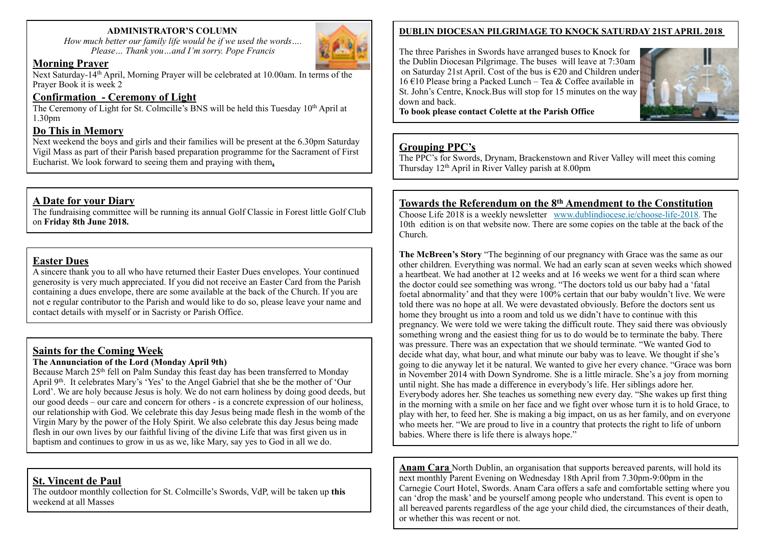**ADMINISTRATOR'S COLUMN**

*How much better our family life would be if we used the words….*
*Please… Thank you…and I'm sorry. Pope Francis*

## Morning Prayer

Next Saturday-14th April, Morning Prayer will be celebrated at 10.00am. In terms of the Prayer Book it is week 2

## Confirmation - Ceremony of Light

The Ceremony of Light for St. Colmcille's BNS will be held this Tuesday 10th April at 1.30pm

## Do This in Memory

Next weekend the boys and girls and their families will be present at the 6.30pm Saturday Vigil Mass as part of their Parish based preparation programme for the Sacrament of First Eucharist. We look forward to seeing them and praying with them.

## A Date for your Diary

The fundraising committee will be running its annual Golf Classic in Forest little Golf Club on **Friday 8th June 2018.**

## Easter Dues

A sincere thank you to all who have returned their Easter Dues envelopes. Your continued generosity is very much appreciated. If you did not receive an Easter Card from the Parish containing a dues envelope, there are some available at the back of the Church. If you are not e regular contributor to the Parish and would like to do so, please leave your name and contact details with myself or in Sacristy or Parish Office.

## Saints for the Coming Week

**The Annunciation of the Lord (Monday April 9th)**

Because March 25th fell on Palm Sunday this feast day has been transferred to Monday April 9th. It celebrates Mary's 'Yes' to the Angel Gabriel that she be the mother of 'Our Lord'. We are holy because Jesus is holy. We do not earn holiness by doing good deeds, but our good deeds – our care and concern for others - is a concrete expression of our holiness, our relationship with God. We celebrate this day Jesus being made flesh in the womb of the Virgin Mary by the power of the Holy Spirit. We also celebrate this day Jesus being made flesh in our own lives by our faithful living of the divine Life that was first given us in baptism and continues to grow in us as we, like Mary, say yes to God in all we do.

## St. Vincent de Paul

The outdoor monthly collection for St. Colmcille's Swords, VdP, will be taken up **this** weekend at all Masses

## DUBLIN DIOCESAN PILGRIMAGE TO KNOCK SATURDAY 21ST APRIL 2018

The three Parishes in Swords have arranged buses to Knock for the Dublin Diocesan Pilgrimage. The buses will leave at 7:30am on Saturday 21st April. Cost of the bus is €20 and Children under 16 €10 Please bring a Packed Lunch – Tea & Coffee available in St. John's Centre, Knock.Bus will stop for 15 minutes on the way down and back.

**To book please contact Colette at the Parish Office**

## Grouping PPC's

The PPC's for Swords, Drynam, Brackenstown and River Valley will meet this coming Thursday 12th April in River Valley parish at 8.00pm

## Towards the Referendum on the 8th Amendment to the Constitution

Choose Life 2018 is a weekly newsletter www.dublindiocese.ie/choose-life-2018. The 10th edition is on that website now. There are some copies on the table at the back of the Church.

**The McBreen's Story** "The beginning of our pregnancy with Grace was the same as our other children. Everything was normal. We had an early scan at seven weeks which showed a heartbeat. We had another at 12 weeks and at 16 weeks we went for a third scan where the doctor could see something was wrong. "The doctors told us our baby had a 'fatal foetal abnormality' and that they were 100% certain that our baby wouldn't live. We were told there was no hope at all. We were devastated obviously. Before the doctors sent us home they brought us into a room and told us we didn't have to continue with this pregnancy. We were told we were taking the difficult route. They said there was obviously something wrong and the easiest thing for us to do would be to terminate the baby. There was pressure. There was an expectation that we should terminate. "We wanted God to decide what day, what hour, and what minute our baby was to leave. We thought if she's going to die anyway let it be natural. We wanted to give her every chance. "Grace was born in November 2014 with Down Syndrome. She is a little miracle. She's a joy from morning until night. She has made a difference in everybody's life. Her siblings adore her. Everybody adores her. She teaches us something new every day. "She wakes up first thing in the morning with a smile on her face and we fight over whose turn it is to hold Grace, to play with her, to feed her. She is making a big impact, on us as her family, and on everyone who meets her. "We are proud to live in a country that protects the right to life of unborn babies. Where there is life there is always hope."

**Anam Cara** North Dublin, an organisation that supports bereaved parents, will hold its next monthly Parent Evening on Wednesday 18th April from 7.30pm-9:00pm in the Carnegie Court Hotel, Swords. Anam Cara offers a safe and comfortable setting where you can 'drop the mask' and be yourself among people who understand. This event is open to all bereaved parents regardless of the age your child died, the circumstances of their death, or whether this was recent or not.